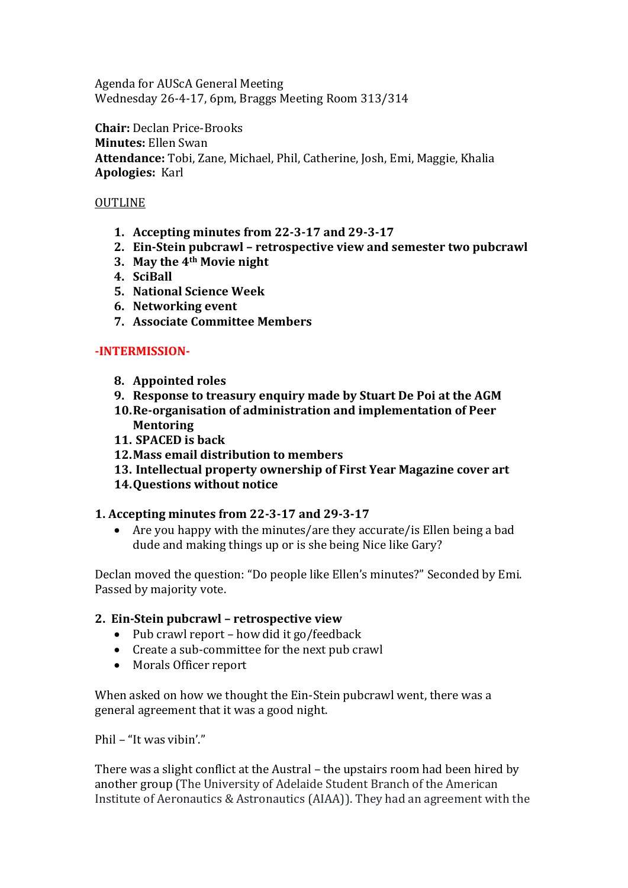Agenda for AUScA General Meeting
Wednesday 26-4-17, 6pm, Braggs Meeting Room 313/314

**Chair:** Declan Price-Brooks
**Minutes:** Ellen Swan
**Attendance:** Tobi, Zane, Michael, Phil, Catherine, Josh, Emi, Maggie, Khalia
**Apologies:** Karl

OUTLINE

1. **Accepting minutes from 22-3-17 and 29-3-17**
2. **Ein-Stein pubcrawl – retrospective view and semester two pubcrawl**
3. **May the 4th Movie night**
4. **SciBall**
5. **National Science Week**
6. **Networking event**
7. **Associate Committee Members**

**-INTERMISSION-**

8. **Appointed roles**
9. **Response to treasury enquiry made by Stuart De Poi at the AGM**
10. **Re-organisation of administration and implementation of Peer Mentoring**
11. **SPACED is back**
12. **Mass email distribution to members**
13. **Intellectual property ownership of First Year Magazine cover art**
14. **Questions without notice**

**1. Accepting minutes from 22-3-17 and 29-3-17**

- Are you happy with the minutes/are they accurate/is Ellen being a bad dude and making things up or is she being Nice like Gary?

Declan moved the question: "Do people like Ellen's minutes?" Seconded by Emi. Passed by majority vote.

**2. Ein-Stein pubcrawl – retrospective view**

- Pub crawl report – how did it go/feedback
- Create a sub-committee for the next pub crawl
- Morals Officer report

When asked on how we thought the Ein-Stein pubcrawl went, there was a general agreement that it was a good night.

Phil – "It was vibin'."

There was a slight conflict at the Austral – the upstairs room had been hired by another group (The University of Adelaide Student Branch of the American Institute of Aeronautics & Astronautics (AIAA)). They had an agreement with the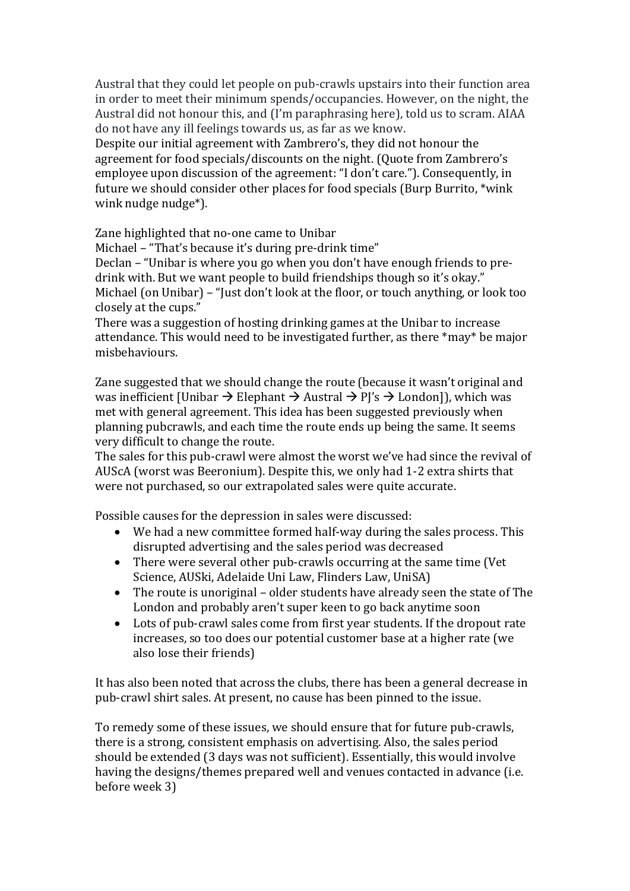Austral that they could let people on pub-crawls upstairs into their function area in order to meet their minimum spends/occupancies. However, on the night, the Austral did not honour this, and (I'm paraphrasing here), told us to scram. AIAA do not have any ill feelings towards us, as far as we know.
Despite our initial agreement with Zambrero's, they did not honour the agreement for food specials/discounts on the night. (Quote from Zambrero's employee upon discussion of the agreement: "I don't care."). Consequently, in future we should consider other places for food specials (Burp Burrito, *wink wink nudge nudge*).

Zane highlighted that no-one came to Unibar
Michael – "That's because it's during pre-drink time"
Declan – "Unibar is where you go when you don't have enough friends to pre-drink with. But we want people to build friendships though so it's okay."
Michael (on Unibar) – "Just don't look at the floor, or touch anything, or look too closely at the cups."
There was a suggestion of hosting drinking games at the Unibar to increase attendance. This would need to be investigated further, as there *may* be major misbehaviours.

Zane suggested that we should change the route (because it wasn't original and was inefficient [Unibar → Elephant → Austral → PJ's → London]), which was met with general agreement. This idea has been suggested previously when planning pubcrawls, and each time the route ends up being the same. It seems very difficult to change the route.
The sales for this pub-crawl were almost the worst we've had since the revival of AUScA (worst was Beeronium). Despite this, we only had 1-2 extra shirts that were not purchased, so our extrapolated sales were quite accurate.

Possible causes for the depression in sales were discussed:

- We had a new committee formed half-way during the sales process. This disrupted advertising and the sales period was decreased
- There were several other pub-crawls occurring at the same time (Vet Science, AUSki, Adelaide Uni Law, Flinders Law, UniSA)
- The route is unoriginal – older students have already seen the state of The London and probably aren't super keen to go back anytime soon
- Lots of pub-crawl sales come from first year students. If the dropout rate increases, so too does our potential customer base at a higher rate (we also lose their friends)

It has also been noted that across the clubs, there has been a general decrease in pub-crawl shirt sales. At present, no cause has been pinned to the issue.

To remedy some of these issues, we should ensure that for future pub-crawls, there is a strong, consistent emphasis on advertising. Also, the sales period should be extended (3 days was not sufficient). Essentially, this would involve having the designs/themes prepared well and venues contacted in advance (i.e. before week 3)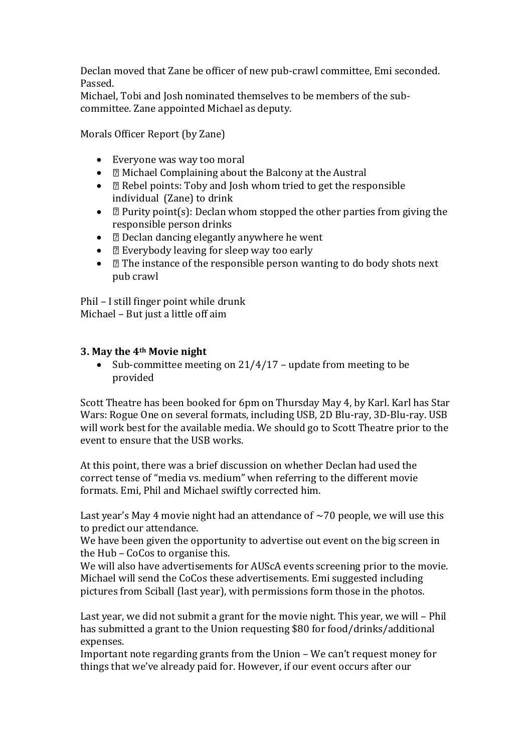Declan moved that Zane be officer of new pub-crawl committee, Emi seconded. Passed.
Michael, Tobi and Josh nominated themselves to be members of the sub-committee. Zane appointed Michael as deputy.

Morals Officer Report (by Zane)

- Everyone was way too moral
- � Michael Complaining about the Balcony at the Austral
- � Rebel points: Toby and Josh whom tried to get the responsible individual (Zane) to drink
- � Purity point(s): Declan whom stopped the other parties from giving the responsible person drinks
- � Declan dancing elegantly anywhere he went
- � Everybody leaving for sleep way too early
- � The instance of the responsible person wanting to do body shots next pub crawl

Phil – I still finger point while drunk
Michael – But just a little off aim

### 3. May the 4th Movie night

- Sub-committee meeting on 21/4/17 – update from meeting to be provided

Scott Theatre has been booked for 6pm on Thursday May 4, by Karl. Karl has Star Wars: Rogue One on several formats, including USB, 2D Blu-ray, 3D-Blu-ray. USB will work best for the available media. We should go to Scott Theatre prior to the event to ensure that the USB works.

At this point, there was a brief discussion on whether Declan had used the correct tense of "media vs. medium" when referring to the different movie formats. Emi, Phil and Michael swiftly corrected him.

Last year's May 4 movie night had an attendance of ~70 people, we will use this to predict our attendance.
We have been given the opportunity to advertise out event on the big screen in the Hub – CoCos to organise this.
We will also have advertisements for AUScA events screening prior to the movie. Michael will send the CoCos these advertisements. Emi suggested including pictures from Sciball (last year), with permissions form those in the photos.

Last year, we did not submit a grant for the movie night. This year, we will – Phil has submitted a grant to the Union requesting $80 for food/drinks/additional expenses.
Important note regarding grants from the Union – We can't request money for things that we've already paid for. However, if our event occurs after our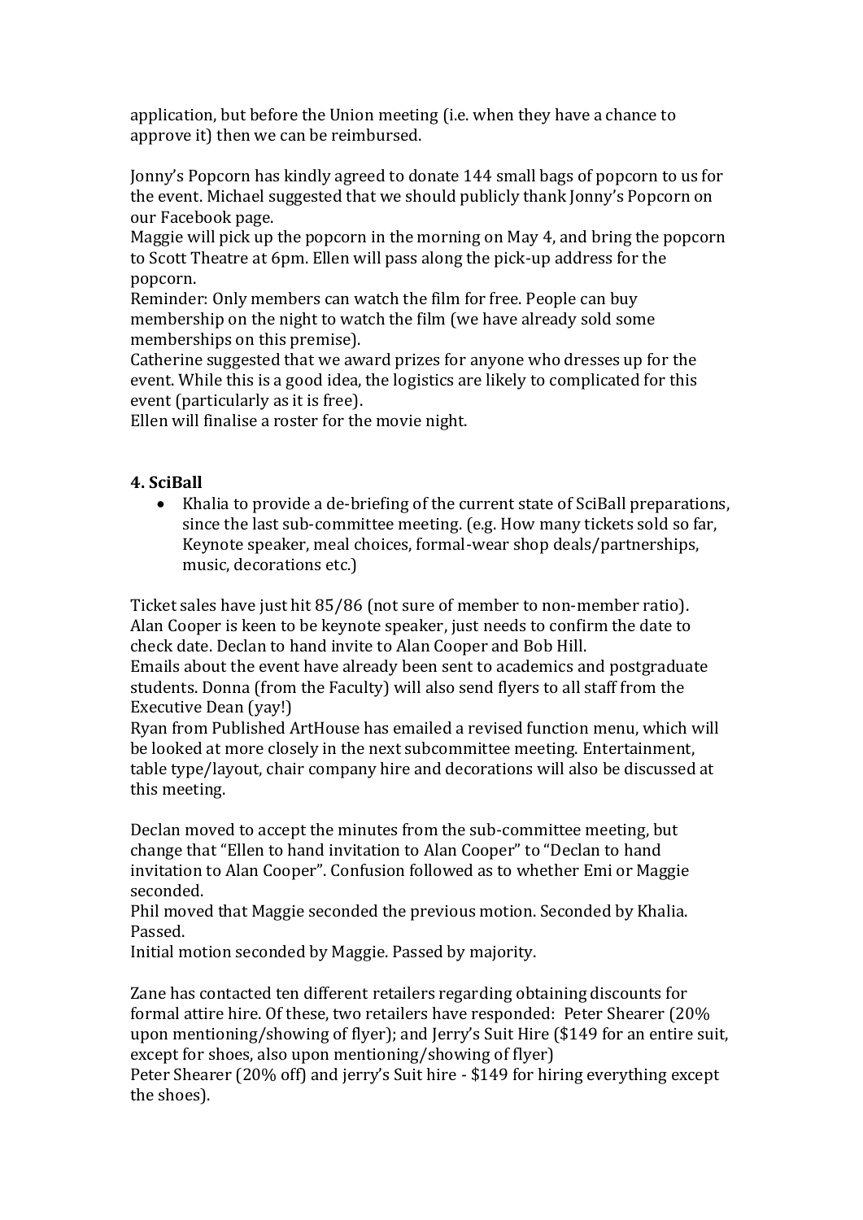application, but before the Union meeting (i.e. when they have a chance to approve it) then we can be reimbursed.

Jonny's Popcorn has kindly agreed to donate 144 small bags of popcorn to us for the event. Michael suggested that we should publicly thank Jonny's Popcorn on our Facebook page.
Maggie will pick up the popcorn in the morning on May 4, and bring the popcorn to Scott Theatre at 6pm. Ellen will pass along the pick-up address for the popcorn.
Reminder: Only members can watch the film for free. People can buy membership on the night to watch the film (we have already sold some memberships on this premise).
Catherine suggested that we award prizes for anyone who dresses up for the event. While this is a good idea, the logistics are likely to complicated for this event (particularly as it is free).
Ellen will finalise a roster for the movie night.

**4. SciBall**

- Khalia to provide a de-briefing of the current state of SciBall preparations, since the last sub-committee meeting. (e.g. How many tickets sold so far, Keynote speaker, meal choices, formal-wear shop deals/partnerships, music, decorations etc.)

Ticket sales have just hit 85/86 (not sure of member to non-member ratio).
Alan Cooper is keen to be keynote speaker, just needs to confirm the date to check date. Declan to hand invite to Alan Cooper and Bob Hill.
Emails about the event have already been sent to academics and postgraduate students. Donna (from the Faculty) will also send flyers to all staff from the Executive Dean (yay!)
Ryan from Published ArtHouse has emailed a revised function menu, which will be looked at more closely in the next subcommittee meeting. Entertainment, table type/layout, chair company hire and decorations will also be discussed at this meeting.

Declan moved to accept the minutes from the sub-committee meeting, but change that "Ellen to hand invitation to Alan Cooper" to "Declan to hand invitation to Alan Cooper". Confusion followed as to whether Emi or Maggie seconded.
Phil moved that Maggie seconded the previous motion. Seconded by Khalia. Passed.
Initial motion seconded by Maggie. Passed by majority.

Zane has contacted ten different retailers regarding obtaining discounts for formal attire hire. Of these, two retailers have responded: Peter Shearer (20% upon mentioning/showing of flyer); and Jerry's Suit Hire ($149 for an entire suit, except for shoes, also upon mentioning/showing of flyer)
Peter Shearer (20% off) and jerry's Suit hire - $149 for hiring everything except the shoes).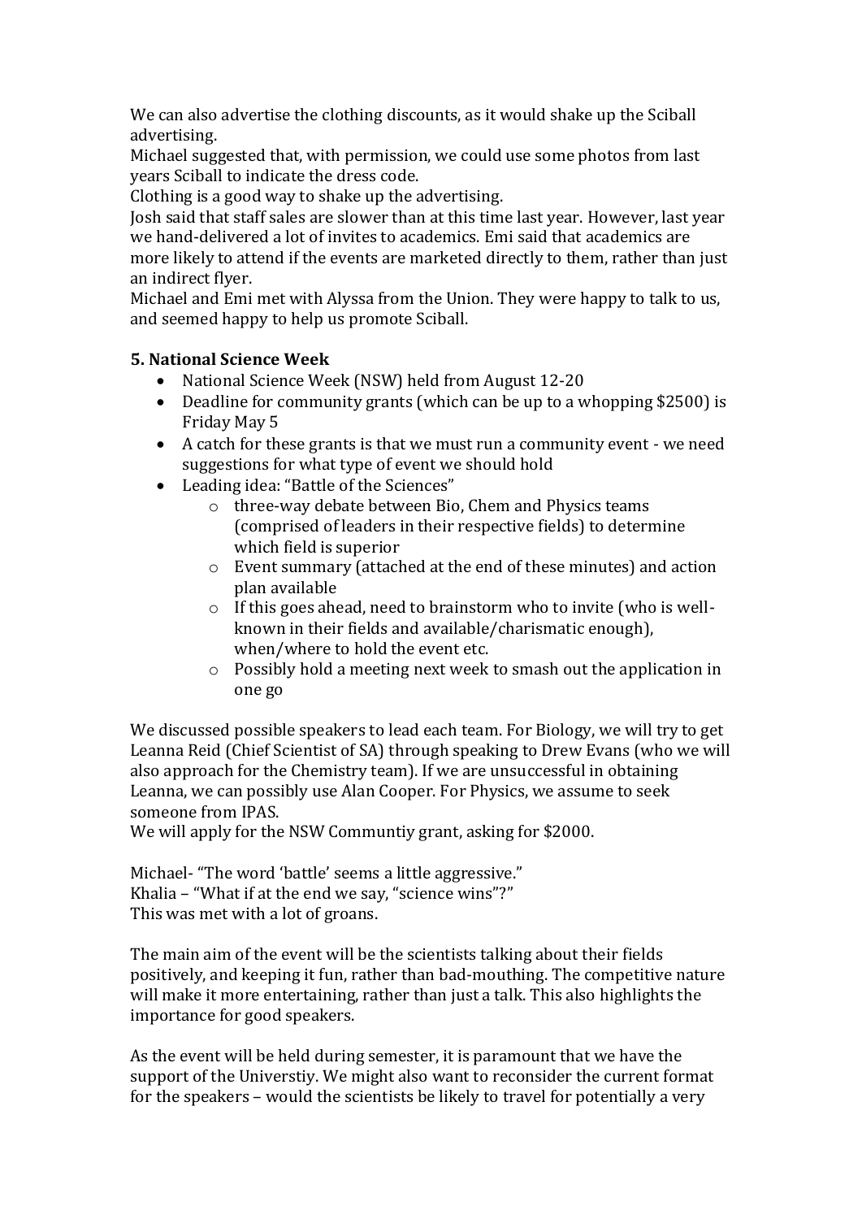We can also advertise the clothing discounts, as it would shake up the Sciball advertising.
Michael suggested that, with permission, we could use some photos from last years Sciball to indicate the dress code.
Clothing is a good way to shake up the advertising.
Josh said that staff sales are slower than at this time last year. However, last year we hand-delivered a lot of invites to academics. Emi said that academics are more likely to attend if the events are marketed directly to them, rather than just an indirect flyer.
Michael and Emi met with Alyssa from the Union. They were happy to talk to us, and seemed happy to help us promote Sciball.

**5. National Science Week**

- National Science Week (NSW) held from August 12-20
- Deadline for community grants (which can be up to a whopping $2500) is Friday May 5
- A catch for these grants is that we must run a community event - we need suggestions for what type of event we should hold
- Leading idea: "Battle of the Sciences"
    - three-way debate between Bio, Chem and Physics teams (comprised of leaders in their respective fields) to determine which field is superior
    - Event summary (attached at the end of these minutes) and action plan available
    - If this goes ahead, need to brainstorm who to invite (who is well-known in their fields and available/charismatic enough), when/where to hold the event etc.
    - Possibly hold a meeting next week to smash out the application in one go

We discussed possible speakers to lead each team. For Biology, we will try to get Leanna Reid (Chief Scientist of SA) through speaking to Drew Evans (who we will also approach for the Chemistry team). If we are unsuccessful in obtaining Leanna, we can possibly use Alan Cooper. For Physics, we assume to seek someone from IPAS.
We will apply for the NSW Communtiy grant, asking for $2000.

Michael- "The word 'battle' seems a little aggressive."
Khalia – "What if at the end we say, "science wins"?"
This was met with a lot of groans.

The main aim of the event will be the scientists talking about their fields positively, and keeping it fun, rather than bad-mouthing. The competitive nature will make it more entertaining, rather than just a talk. This also highlights the importance for good speakers.

As the event will be held during semester, it is paramount that we have the support of the Universtiy. We might also want to reconsider the current format for the speakers – would the scientists be likely to travel for potentially a very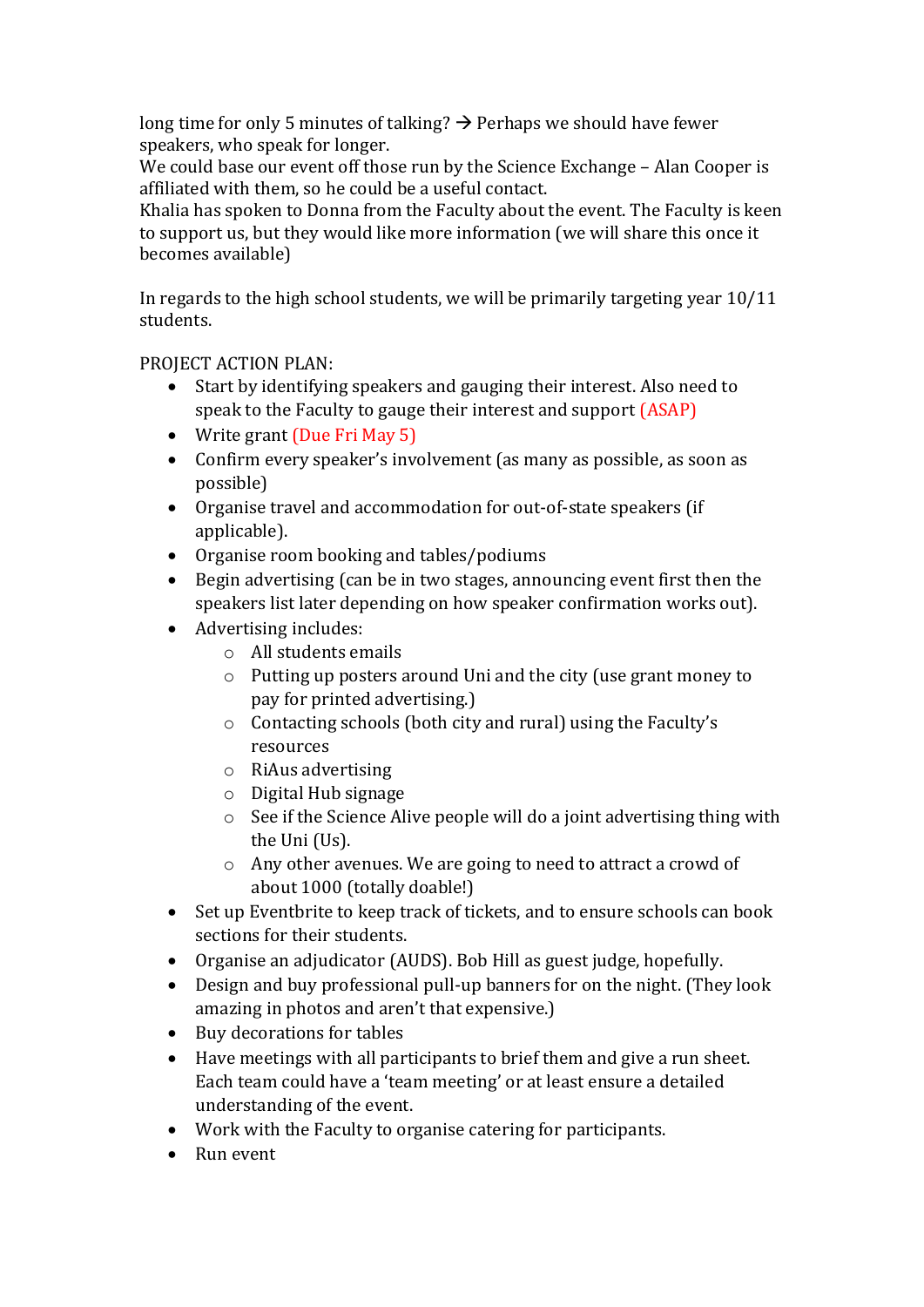long time for only 5 minutes of talking? → Perhaps we should have fewer speakers, who speak for longer.
We could base our event off those run by the Science Exchange – Alan Cooper is affiliated with them, so he could be a useful contact.
Khalia has spoken to Donna from the Faculty about the event. The Faculty is keen to support us, but they would like more information (we will share this once it becomes available)

In regards to the high school students, we will be primarily targeting year 10/11 students.

PROJECT ACTION PLAN:

- Start by identifying speakers and gauging their interest. Also need to speak to the Faculty to gauge their interest and support (ASAP)
- Write grant (Due Fri May 5)
- Confirm every speaker's involvement (as many as possible, as soon as possible)
- Organise travel and accommodation for out-of-state speakers (if applicable).
- Organise room booking and tables/podiums
- Begin advertising (can be in two stages, announcing event first then the speakers list later depending on how speaker confirmation works out).
- Advertising includes:
    - All students emails
    - Putting up posters around Uni and the city (use grant money to pay for printed advertising.)
    - Contacting schools (both city and rural) using the Faculty's resources
    - RiAus advertising
    - Digital Hub signage
    - See if the Science Alive people will do a joint advertising thing with the Uni (Us).
    - Any other avenues. We are going to need to attract a crowd of about 1000 (totally doable!)
- Set up Eventbrite to keep track of tickets, and to ensure schools can book sections for their students.
- Organise an adjudicator (AUDS). Bob Hill as guest judge, hopefully.
- Design and buy professional pull-up banners for on the night. (They look amazing in photos and aren't that expensive.)
- Buy decorations for tables
- Have meetings with all participants to brief them and give a run sheet. Each team could have a 'team meeting' or at least ensure a detailed understanding of the event.
- Work with the Faculty to organise catering for participants.
- Run event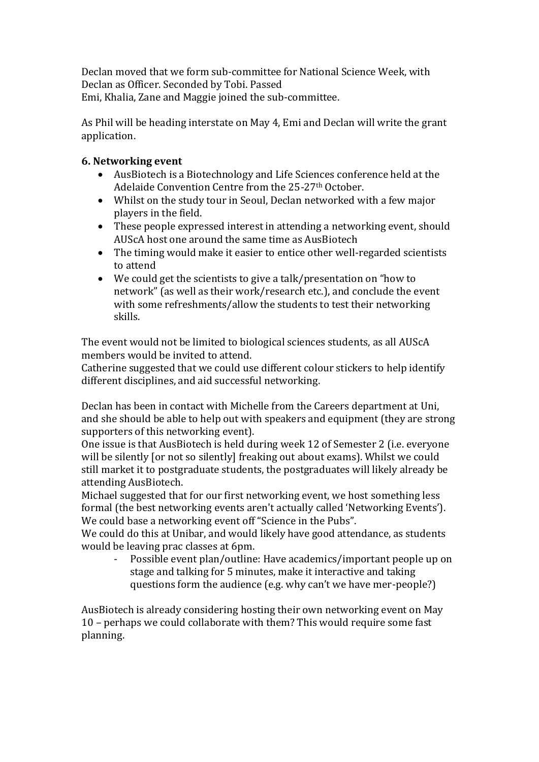Declan moved that we form sub-committee for National Science Week, with Declan as Officer. Seconded by Tobi. Passed
Emi, Khalia, Zane and Maggie joined the sub-committee.

As Phil will be heading interstate on May 4, Emi and Declan will write the grant application.

**6. Networking event**

- AusBiotech is a Biotechnology and Life Sciences conference held at the Adelaide Convention Centre from the 25-27th October.
- Whilst on the study tour in Seoul, Declan networked with a few major players in the field.
- These people expressed interest in attending a networking event, should AUScA host one around the same time as AusBiotech
- The timing would make it easier to entice other well-regarded scientists to attend
- We could get the scientists to give a talk/presentation on "how to network" (as well as their work/research etc.), and conclude the event with some refreshments/allow the students to test their networking skills.

The event would not be limited to biological sciences students, as all AUScA members would be invited to attend.
Catherine suggested that we could use different colour stickers to help identify different disciplines, and aid successful networking.

Declan has been in contact with Michelle from the Careers department at Uni, and she should be able to help out with speakers and equipment (they are strong supporters of this networking event).
One issue is that AusBiotech is held during week 12 of Semester 2 (i.e. everyone will be silently [or not so silently] freaking out about exams). Whilst we could still market it to postgraduate students, the postgraduates will likely already be attending AusBiotech.
Michael suggested that for our first networking event, we host something less formal (the best networking events aren't actually called 'Networking Events'). We could base a networking event off "Science in the Pubs".
We could do this at Unibar, and would likely have good attendance, as students would be leaving prac classes at 6pm.

- Possible event plan/outline: Have academics/important people up on stage and talking for 5 minutes, make it interactive and taking questions form the audience (e.g. why can't we have mer-people?)

AusBiotech is already considering hosting their own networking event on May 10 – perhaps we could collaborate with them? This would require some fast planning.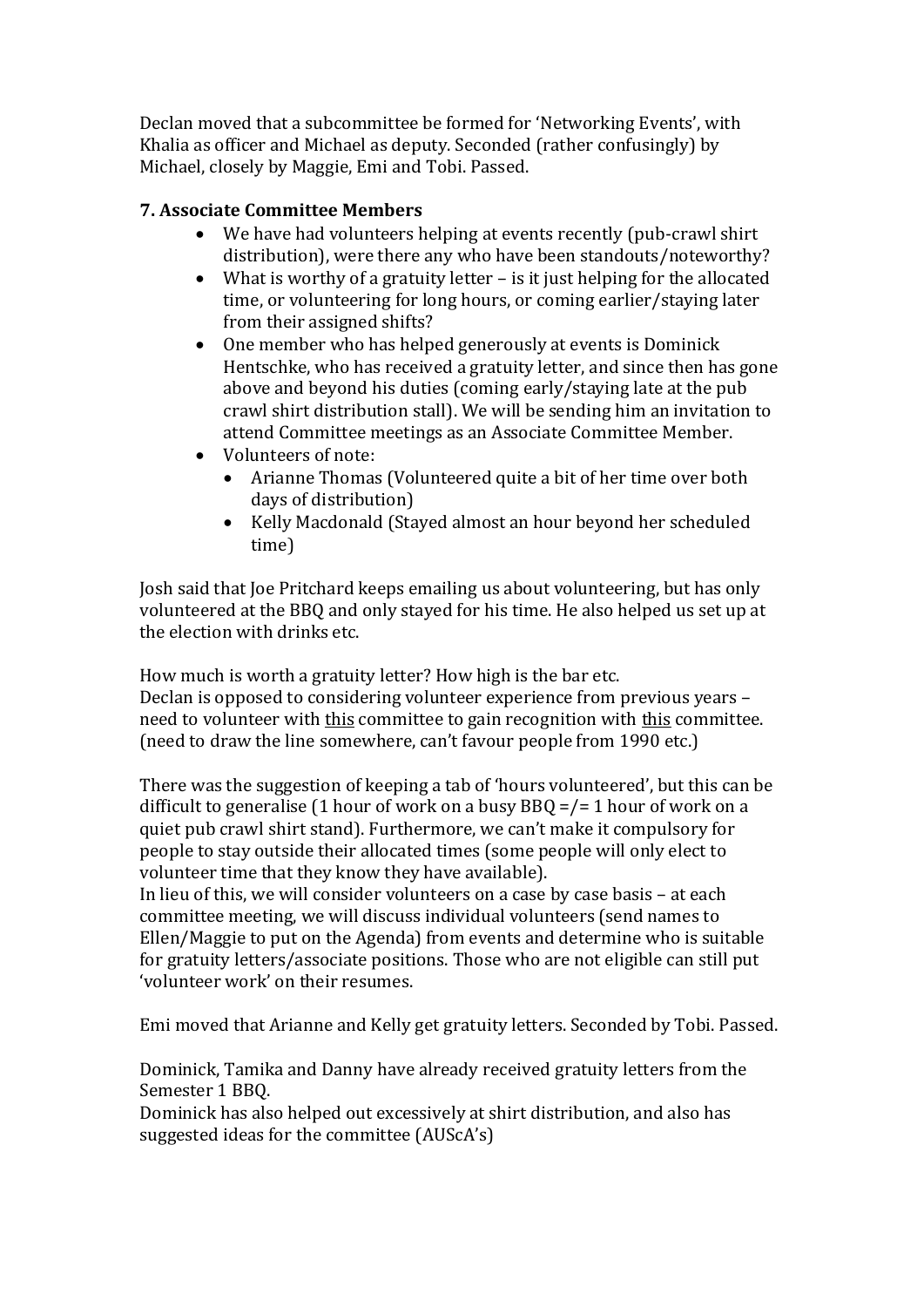Declan moved that a subcommittee be formed for 'Networking Events', with Khalia as officer and Michael as deputy. Seconded (rather confusingly) by Michael, closely by Maggie, Emi and Tobi. Passed.

**7. Associate Committee Members**

- We have had volunteers helping at events recently (pub-crawl shirt distribution), were there any who have been standouts/noteworthy?
- What is worthy of a gratuity letter – is it just helping for the allocated time, or volunteering for long hours, or coming earlier/staying later from their assigned shifts?
- One member who has helped generously at events is Dominick Hentschke, who has received a gratuity letter, and since then has gone above and beyond his duties (coming early/staying late at the pub crawl shirt distribution stall). We will be sending him an invitation to attend Committee meetings as an Associate Committee Member.
- Volunteers of note:
    - Arianne Thomas (Volunteered quite a bit of her time over both days of distribution)
    - Kelly Macdonald (Stayed almost an hour beyond her scheduled time)

Josh said that Joe Pritchard keeps emailing us about volunteering, but has only volunteered at the BBQ and only stayed for his time. He also helped us set up at the election with drinks etc.

How much is worth a gratuity letter? How high is the bar etc.
Declan is opposed to considering volunteer experience from previous years – need to volunteer with <u>this</u> committee to gain recognition with <u>this</u> committee. (need to draw the line somewhere, can't favour people from 1990 etc.)

There was the suggestion of keeping a tab of 'hours volunteered', but this can be difficult to generalise (1 hour of work on a busy BBQ =/= 1 hour of work on a quiet pub crawl shirt stand). Furthermore, we can't make it compulsory for people to stay outside their allocated times (some people will only elect to volunteer time that they know they have available).
In lieu of this, we will consider volunteers on a case by case basis – at each committee meeting, we will discuss individual volunteers (send names to Ellen/Maggie to put on the Agenda) from events and determine who is suitable for gratuity letters/associate positions. Those who are not eligible can still put 'volunteer work' on their resumes.

Emi moved that Arianne and Kelly get gratuity letters. Seconded by Tobi. Passed.

Dominick, Tamika and Danny have already received gratuity letters from the Semester 1 BBQ.
Dominick has also helped out excessively at shirt distribution, and also has suggested ideas for the committee (AUScA's)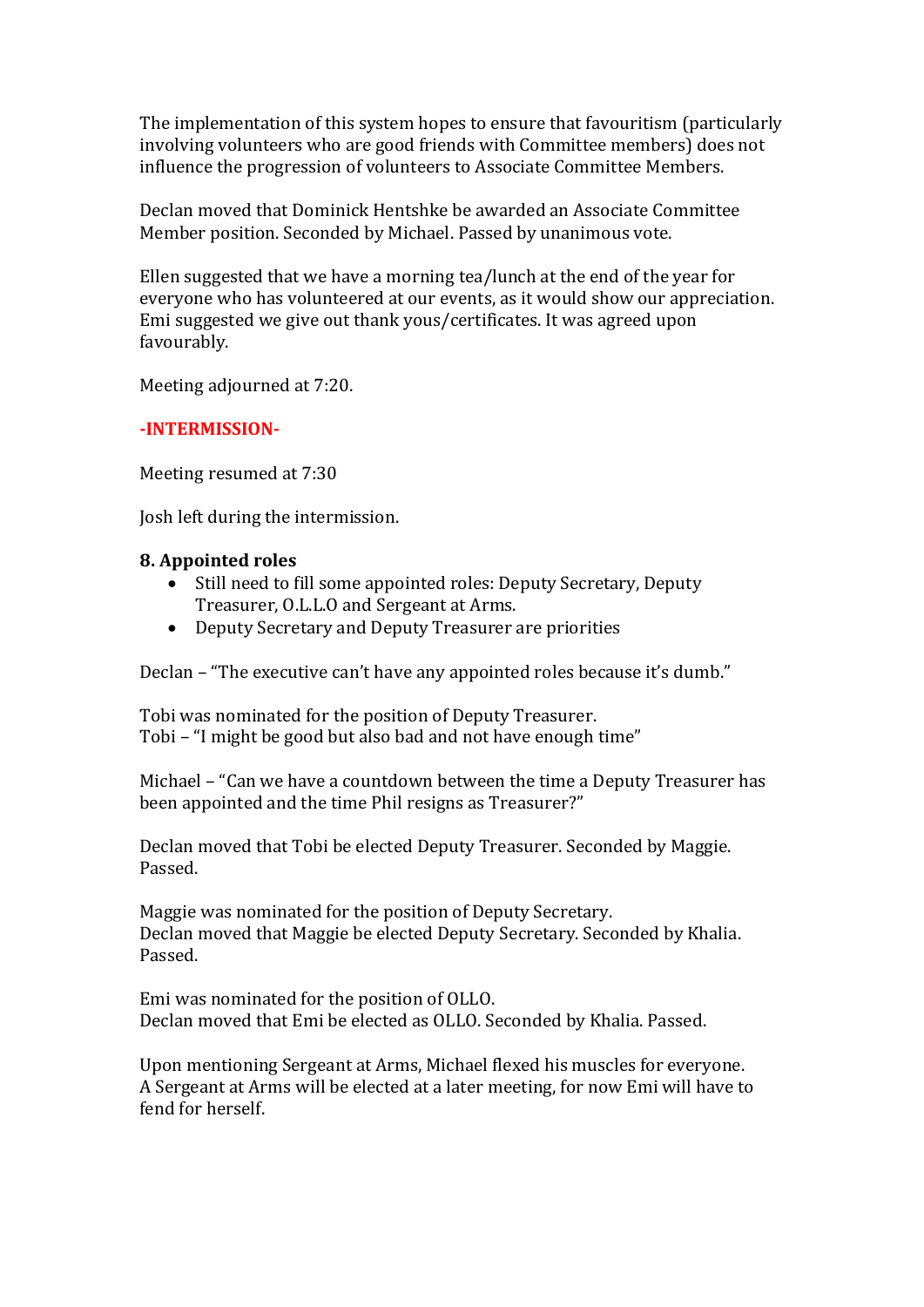The implementation of this system hopes to ensure that favouritism (particularly involving volunteers who are good friends with Committee members) does not influence the progression of volunteers to Associate Committee Members.

Declan moved that Dominick Hentshke be awarded an Associate Committee Member position. Seconded by Michael. Passed by unanimous vote.

Ellen suggested that we have a morning tea/lunch at the end of the year for everyone who has volunteered at our events, as it would show our appreciation. Emi suggested we give out thank yous/certificates. It was agreed upon favourably.

Meeting adjourned at 7:20.

**-INTERMISSION-**

Meeting resumed at 7:30

Josh left during the intermission.

**8. Appointed roles**

- Still need to fill some appointed roles: Deputy Secretary, Deputy Treasurer, O.L.L.O and Sergeant at Arms.
- Deputy Secretary and Deputy Treasurer are priorities

Declan – "The executive can't have any appointed roles because it's dumb."

Tobi was nominated for the position of Deputy Treasurer.
Tobi – "I might be good but also bad and not have enough time"

Michael – "Can we have a countdown between the time a Deputy Treasurer has been appointed and the time Phil resigns as Treasurer?"

Declan moved that Tobi be elected Deputy Treasurer. Seconded by Maggie. Passed.

Maggie was nominated for the position of Deputy Secretary.
Declan moved that Maggie be elected Deputy Secretary. Seconded by Khalia. Passed.

Emi was nominated for the position of OLLO.
Declan moved that Emi be elected as OLLO. Seconded by Khalia. Passed.

Upon mentioning Sergeant at Arms, Michael flexed his muscles for everyone.
A Sergeant at Arms will be elected at a later meeting, for now Emi will have to fend for herself.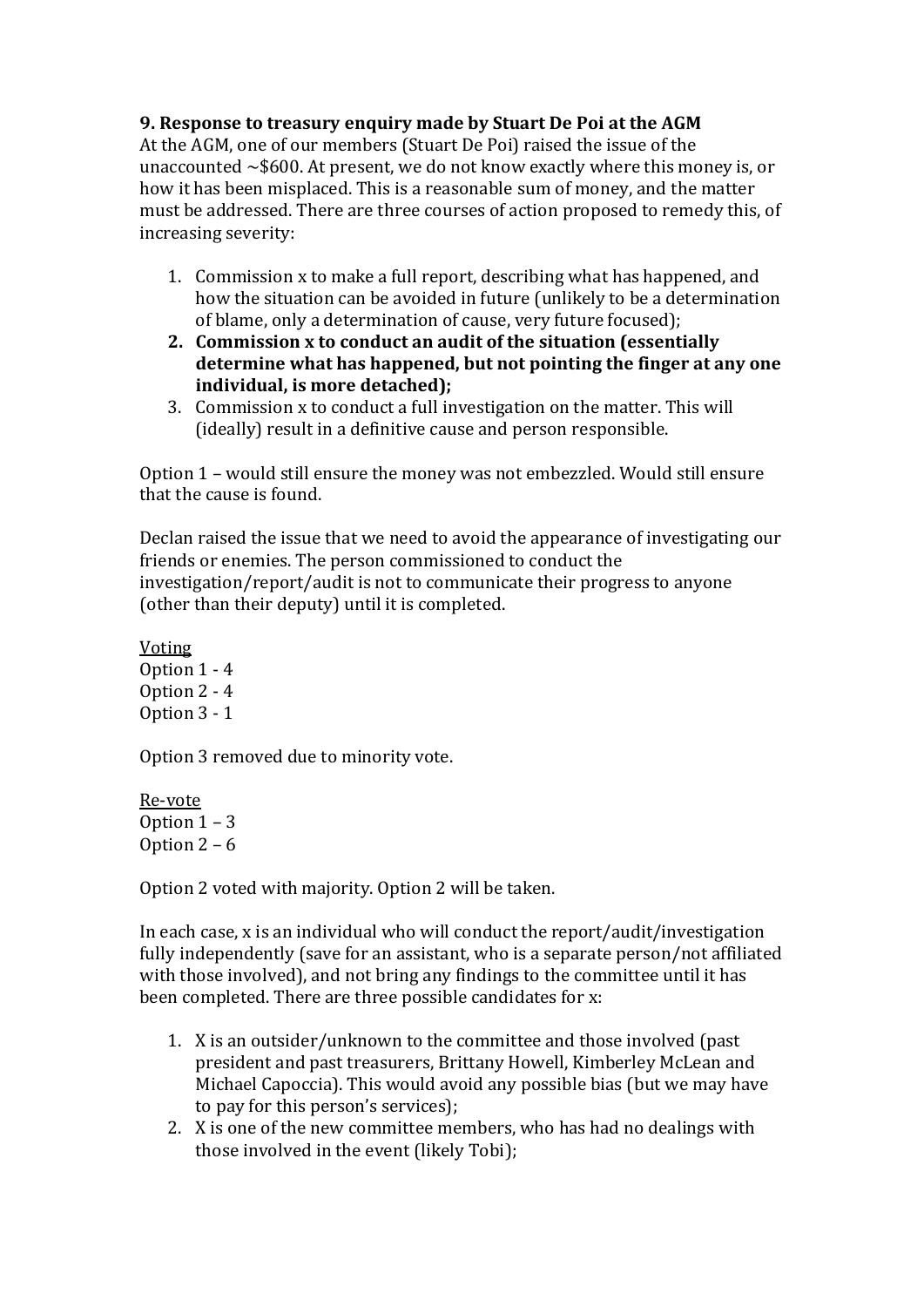**9. Response to treasury enquiry made by Stuart De Poi at the AGM**

At the AGM, one of our members (Stuart De Poi) raised the issue of the unaccounted ~$600. At present, we do not know exactly where this money is, or how it has been misplaced. This is a reasonable sum of money, and the matter must be addressed. There are three courses of action proposed to remedy this, of increasing severity:

1. Commission x to make a full report, describing what has happened, and how the situation can be avoided in future (unlikely to be a determination of blame, only a determination of cause, very future focused);
2. **Commission x to conduct an audit of the situation (essentially determine what has happened, but not pointing the finger at any one individual, is more detached);**
3. Commission x to conduct a full investigation on the matter. This will (ideally) result in a definitive cause and person responsible.

Option 1 – would still ensure the money was not embezzled. Would still ensure that the cause is found.

Declan raised the issue that we need to avoid the appearance of investigating our friends or enemies. The person commissioned to conduct the investigation/report/audit is not to communicate their progress to anyone (other than their deputy) until it is completed.

<u>Voting</u>
Option 1 - 4
Option 2 - 4
Option 3 - 1

Option 3 removed due to minority vote.

<u>Re-vote</u>
Option 1 – 3
Option 2 – 6

Option 2 voted with majority. Option 2 will be taken.

In each case, x is an individual who will conduct the report/audit/investigation fully independently (save for an assistant, who is a separate person/not affiliated with those involved), and not bring any findings to the committee until it has been completed. There are three possible candidates for x:

1. X is an outsider/unknown to the committee and those involved (past president and past treasurers, Brittany Howell, Kimberley McLean and Michael Capoccia). This would avoid any possible bias (but we may have to pay for this person's services);
2. X is one of the new committee members, who has had no dealings with those involved in the event (likely Tobi);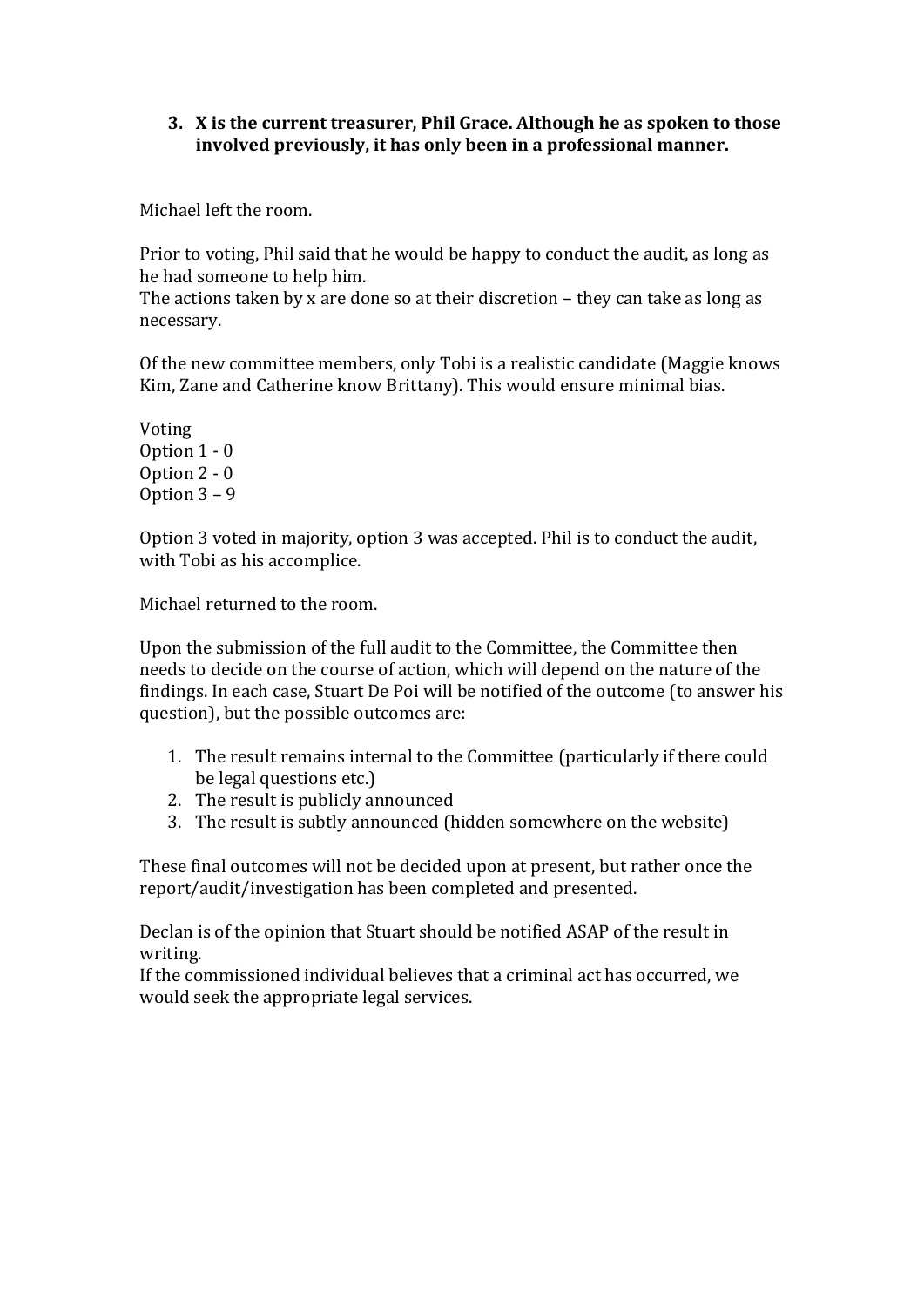3. **X is the current treasurer, Phil Grace. Although he as spoken to those involved previously, it has only been in a professional manner.**

Michael left the room.

Prior to voting, Phil said that he would be happy to conduct the audit, as long as he had someone to help him.
The actions taken by x are done so at their discretion – they can take as long as necessary.

Of the new committee members, only Tobi is a realistic candidate (Maggie knows Kim, Zane and Catherine know Brittany). This would ensure minimal bias.

Voting
Option 1 - 0
Option 2 - 0
Option 3 – 9

Option 3 voted in majority, option 3 was accepted. Phil is to conduct the audit, with Tobi as his accomplice.

Michael returned to the room.

Upon the submission of the full audit to the Committee, the Committee then needs to decide on the course of action, which will depend on the nature of the findings. In each case, Stuart De Poi will be notified of the outcome (to answer his question), but the possible outcomes are:

1. The result remains internal to the Committee (particularly if there could be legal questions etc.)
2. The result is publicly announced
3. The result is subtly announced (hidden somewhere on the website)

These final outcomes will not be decided upon at present, but rather once the report/audit/investigation has been completed and presented.

Declan is of the opinion that Stuart should be notified ASAP of the result in writing.
If the commissioned individual believes that a criminal act has occurred, we would seek the appropriate legal services.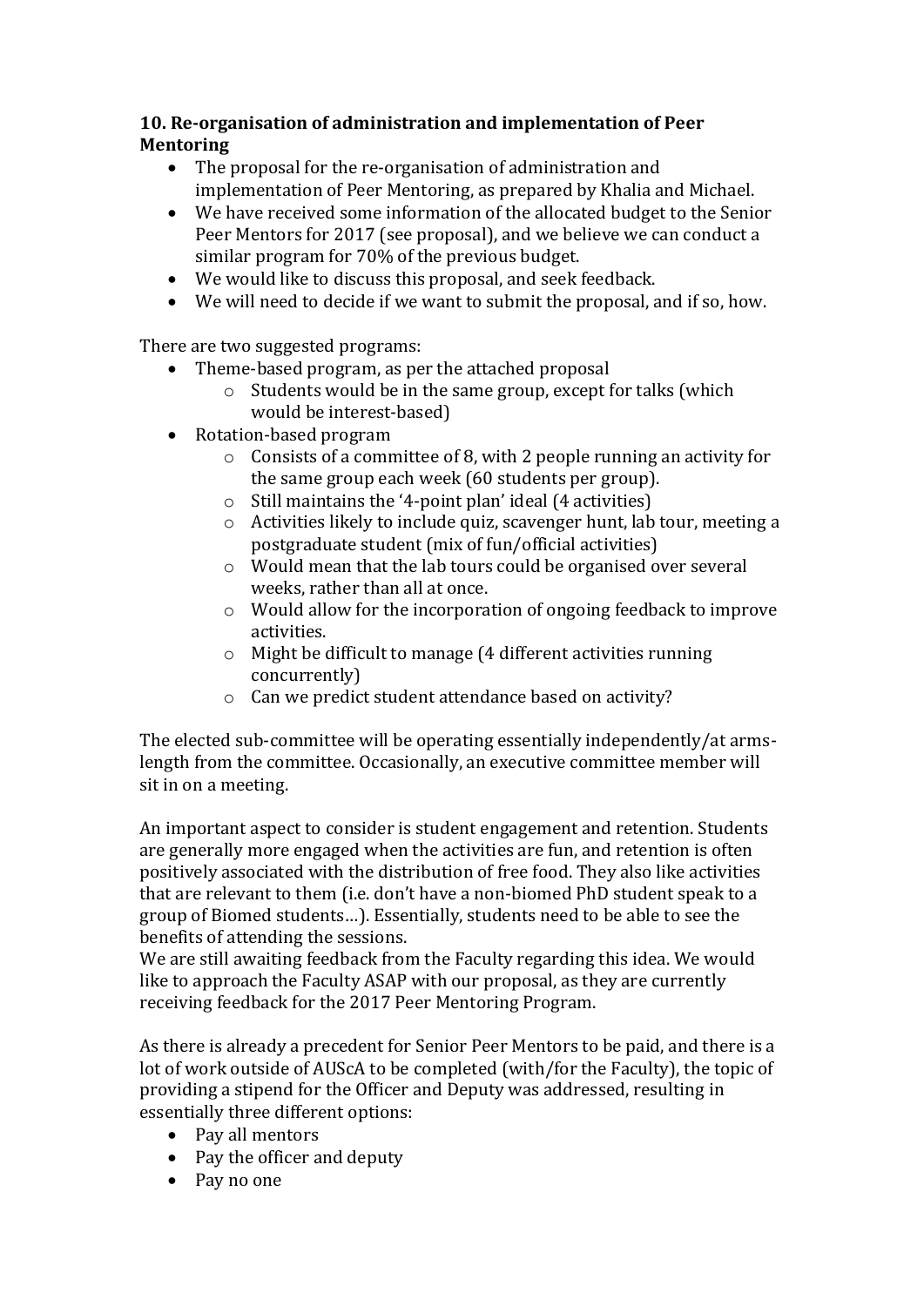**10. Re-organisation of administration and implementation of Peer Mentoring**

- The proposal for the re-organisation of administration and implementation of Peer Mentoring, as prepared by Khalia and Michael.
- We have received some information of the allocated budget to the Senior Peer Mentors for 2017 (see proposal), and we believe we can conduct a similar program for 70% of the previous budget.
- We would like to discuss this proposal, and seek feedback.
- We will need to decide if we want to submit the proposal, and if so, how.

There are two suggested programs:

- Theme-based program, as per the attached proposal
  - Students would be in the same group, except for talks (which would be interest-based)
- Rotation-based program
  - Consists of a committee of 8, with 2 people running an activity for the same group each week (60 students per group).
  - Still maintains the '4-point plan' ideal (4 activities)
  - Activities likely to include quiz, scavenger hunt, lab tour, meeting a postgraduate student (mix of fun/official activities)
  - Would mean that the lab tours could be organised over several weeks, rather than all at once.
  - Would allow for the incorporation of ongoing feedback to improve activities.
  - Might be difficult to manage (4 different activities running concurrently)
  - Can we predict student attendance based on activity?

The elected sub-committee will be operating essentially independently/at arms-length from the committee. Occasionally, an executive committee member will sit in on a meeting.

An important aspect to consider is student engagement and retention. Students are generally more engaged when the activities are fun, and retention is often positively associated with the distribution of free food. They also like activities that are relevant to them (i.e. don't have a non-biomed PhD student speak to a group of Biomed students…). Essentially, students need to be able to see the benefits of attending the sessions.
We are still awaiting feedback from the Faculty regarding this idea. We would like to approach the Faculty ASAP with our proposal, as they are currently receiving feedback for the 2017 Peer Mentoring Program.

As there is already a precedent for Senior Peer Mentors to be paid, and there is a lot of work outside of AUScA to be completed (with/for the Faculty), the topic of providing a stipend for the Officer and Deputy was addressed, resulting in essentially three different options:

- Pay all mentors
- Pay the officer and deputy
- Pay no one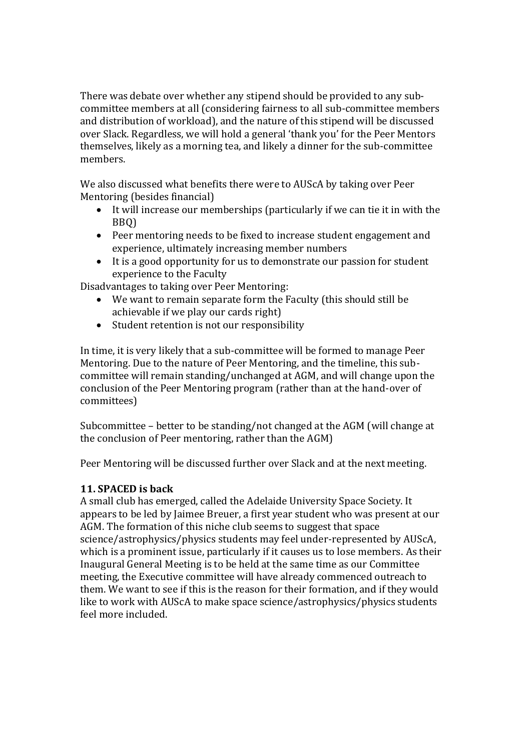There was debate over whether any stipend should be provided to any sub-committee members at all (considering fairness to all sub-committee members and distribution of workload), and the nature of this stipend will be discussed over Slack. Regardless, we will hold a general 'thank you' for the Peer Mentors themselves, likely as a morning tea, and likely a dinner for the sub-committee members.

We also discussed what benefits there were to AUScA by taking over Peer Mentoring (besides financial)

- It will increase our memberships (particularly if we can tie it in with the BBQ)
- Peer mentoring needs to be fixed to increase student engagement and experience, ultimately increasing member numbers
- It is a good opportunity for us to demonstrate our passion for student experience to the Faculty

Disadvantages to taking over Peer Mentoring:

- We want to remain separate form the Faculty (this should still be achievable if we play our cards right)
- Student retention is not our responsibility

In time, it is very likely that a sub-committee will be formed to manage Peer Mentoring. Due to the nature of Peer Mentoring, and the timeline, this sub-committee will remain standing/unchanged at AGM, and will change upon the conclusion of the Peer Mentoring program (rather than at the hand-over of committees)

Subcommittee – better to be standing/not changed at the AGM (will change at the conclusion of Peer mentoring, rather than the AGM)

Peer Mentoring will be discussed further over Slack and at the next meeting.

**11. SPACED is back**

A small club has emerged, called the Adelaide University Space Society. It appears to be led by Jaimee Breuer, a first year student who was present at our AGM. The formation of this niche club seems to suggest that space science/astrophysics/physics students may feel under-represented by AUScA, which is a prominent issue, particularly if it causes us to lose members. As their Inaugural General Meeting is to be held at the same time as our Committee meeting, the Executive committee will have already commenced outreach to them. We want to see if this is the reason for their formation, and if they would like to work with AUScA to make space science/astrophysics/physics students feel more included.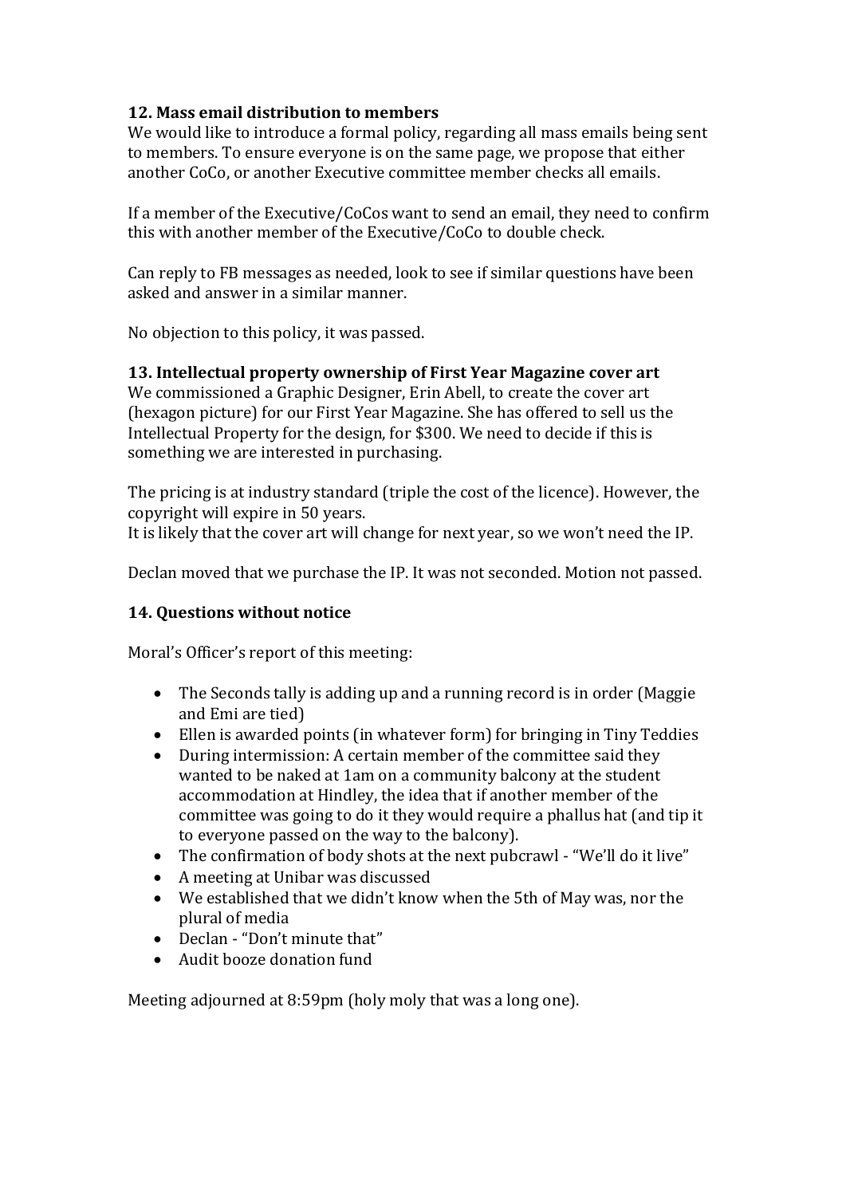**12. Mass email distribution to members**
We would like to introduce a formal policy, regarding all mass emails being sent to members. To ensure everyone is on the same page, we propose that either another CoCo, or another Executive committee member checks all emails.

If a member of the Executive/CoCos want to send an email, they need to confirm this with another member of the Executive/CoCo to double check.

Can reply to FB messages as needed, look to see if similar questions have been asked and answer in a similar manner.

No objection to this policy, it was passed.

**13. Intellectual property ownership of First Year Magazine cover art**
We commissioned a Graphic Designer, Erin Abell, to create the cover art (hexagon picture) for our First Year Magazine. She has offered to sell us the Intellectual Property for the design, for $300. We need to decide if this is something we are interested in purchasing.

The pricing is at industry standard (triple the cost of the licence). However, the copyright will expire in 50 years.
It is likely that the cover art will change for next year, so we won't need the IP.

Declan moved that we purchase the IP. It was not seconded. Motion not passed.

**14. Questions without notice**

Moral's Officer's report of this meeting:

- The Seconds tally is adding up and a running record is in order (Maggie and Emi are tied)
- Ellen is awarded points (in whatever form) for bringing in Tiny Teddies
- During intermission: A certain member of the committee said they wanted to be naked at 1am on a community balcony at the student accommodation at Hindley, the idea that if another member of the committee was going to do it they would require a phallus hat (and tip it to everyone passed on the way to the balcony).
- The confirmation of body shots at the next pubcrawl - "We'll do it live"
- A meeting at Unibar was discussed
- We established that we didn't know when the 5th of May was, nor the plural of media
- Declan - "Don't minute that"
- Audit booze donation fund

Meeting adjourned at 8:59pm (holy moly that was a long one).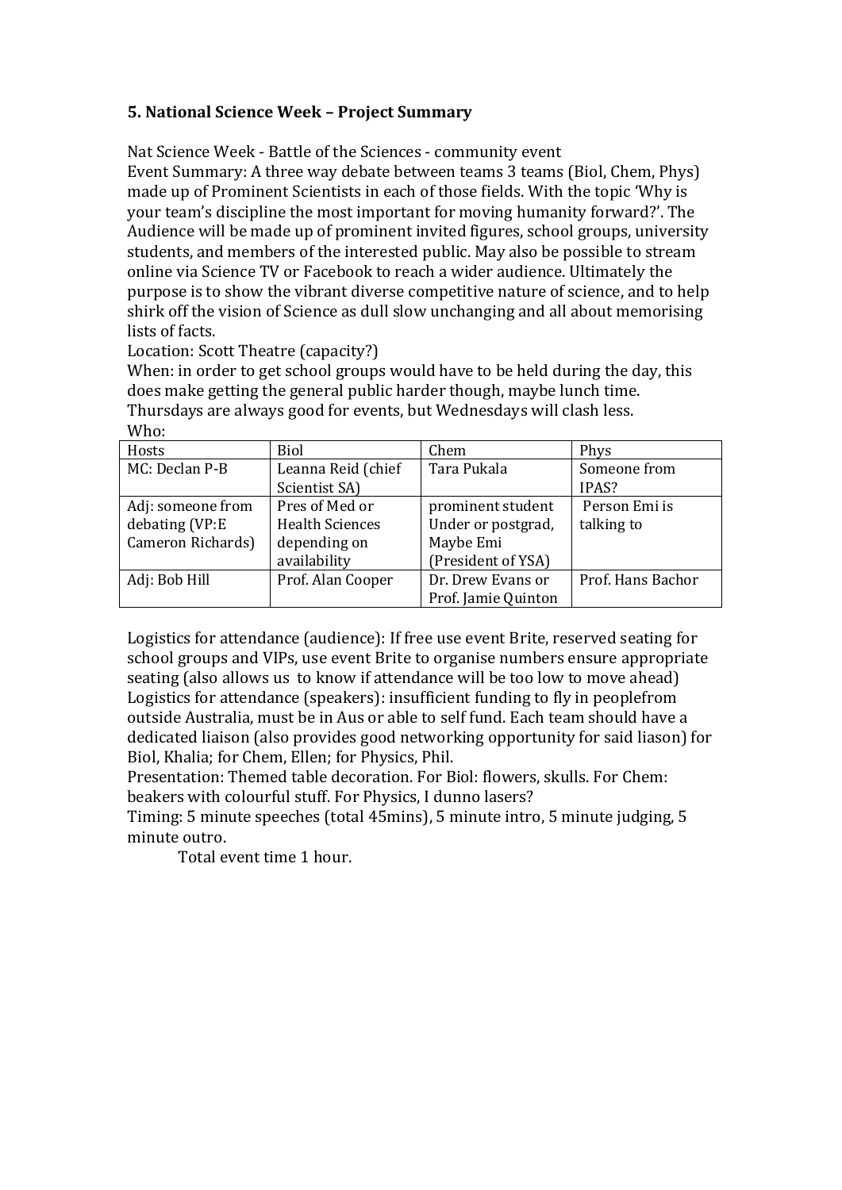**5. National Science Week – Project Summary**

Nat Science Week - Battle of the Sciences - community event
Event Summary: A three way debate between teams 3 teams (Biol, Chem, Phys) made up of Prominent Scientists in each of those fields. With the topic 'Why is your team's discipline the most important for moving humanity forward?'. The Audience will be made up of prominent invited figures, school groups, university students, and members of the interested public. May also be possible to stream online via Science TV or Facebook to reach a wider audience. Ultimately the purpose is to show the vibrant diverse competitive nature of science, and to help shirk off the vision of Science as dull slow unchanging and all about memorising lists of facts.
Location: Scott Theatre (capacity?)
When: in order to get school groups would have to be held during the day, this does make getting the general public harder though, maybe lunch time. Thursdays are always good for events, but Wednesdays will clash less.
Who:

| Hosts | Biol | Chem | Phys |
|---|---|---|---|
| MC: Declan P-B | Leanna Reid (chief Scientist SA) | Tara Pukala | Someone from IPAS? |
| Adj: someone from debating (VP:E Cameron Richards) | Pres of Med or Health Sciences depending on availability | prominent student Under or postgrad, Maybe Emi (President of YSA) | Person Emi is talking to |
| Adj: Bob Hill | Prof. Alan Cooper | Dr. Drew Evans or Prof. Jamie Quinton | Prof. Hans Bachor |

Logistics for attendance (audience): If free use event Brite, reserved seating for school groups and VIPs, use event Brite to organise numbers ensure appropriate seating (also allows us to know if attendance will be too low to move ahead)
Logistics for attendance (speakers): insufficient funding to fly in peoplefrom outside Australia, must be in Aus or able to self fund. Each team should have a dedicated liaison (also provides good networking opportunity for said liason) for Biol, Khalia; for Chem, Ellen; for Physics, Phil.
Presentation: Themed table decoration. For Biol: flowers, skulls. For Chem: beakers with colourful stuff. For Physics, I dunno lasers?
Timing: 5 minute speeches (total 45mins), 5 minute intro, 5 minute judging, 5 minute outro.

Total event time 1 hour.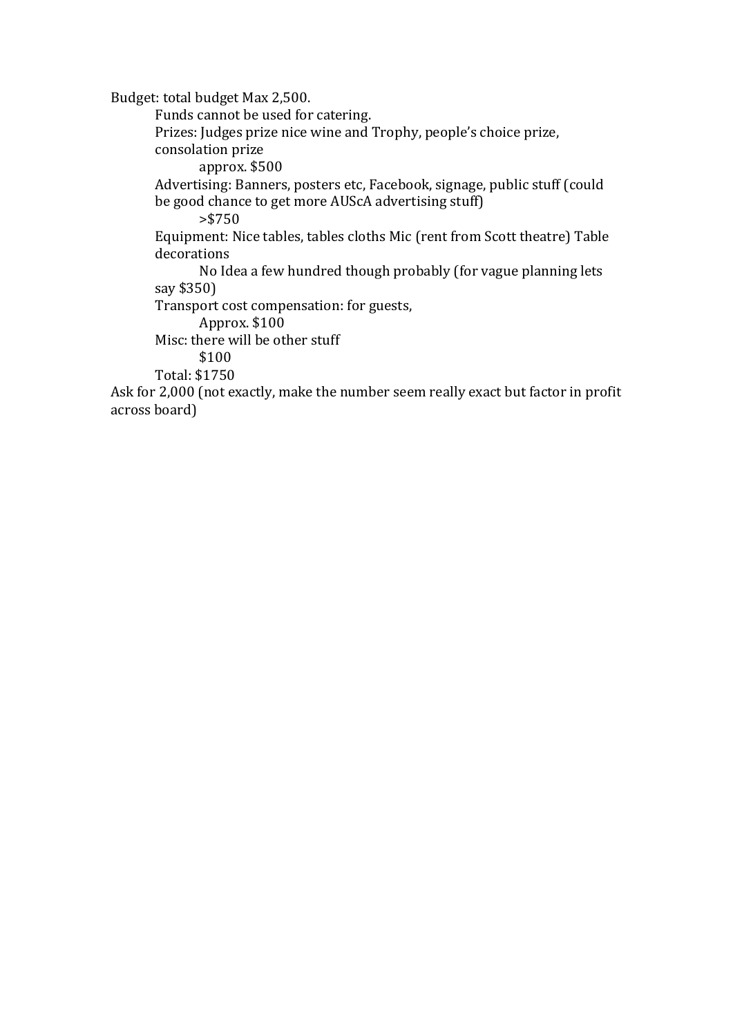Budget: total budget Max 2,500.

- Funds cannot be used for catering.
- Prizes: Judges prize nice wine and Trophy, people's choice prize, consolation prize
    - approx. $500
- Advertising: Banners, posters etc, Facebook, signage, public stuff (could be good chance to get more AUScA advertising stuff)
    - >$750
- Equipment: Nice tables, tables cloths Mic (rent from Scott theatre) Table decorations
    - No Idea a few hundred though probably (for vague planning lets say $350)
- Transport cost compensation: for guests,
    - Approx. $100
- Misc: there will be other stuff
    - $100
- Total: $1750

Ask for 2,000 (not exactly, make the number seem really exact but factor in profit across board)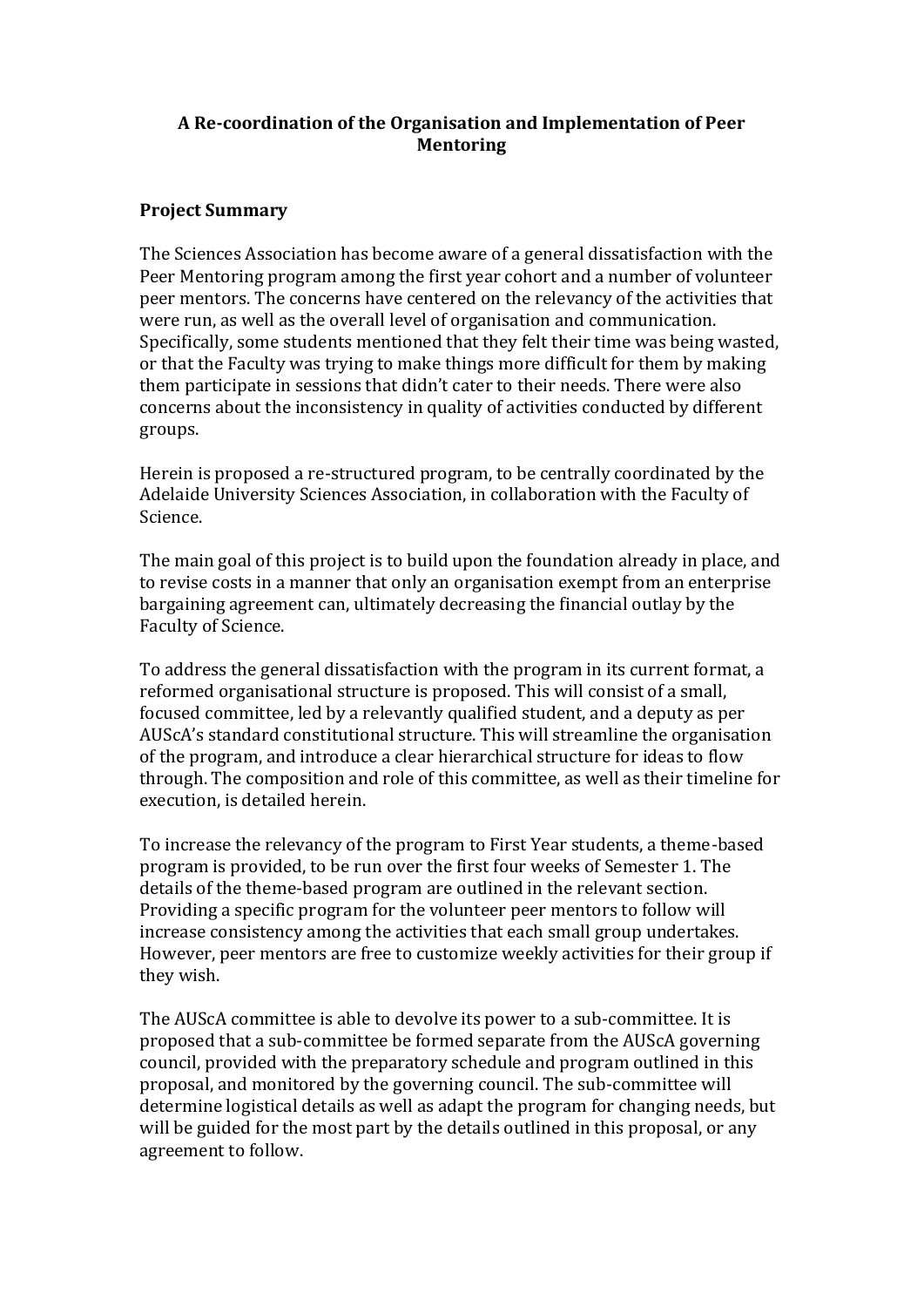# A Re-coordination of the Organisation and Implementation of Peer Mentoring

## Project Summary

The Sciences Association has become aware of a general dissatisfaction with the Peer Mentoring program among the first year cohort and a number of volunteer peer mentors. The concerns have centered on the relevancy of the activities that were run, as well as the overall level of organisation and communication. Specifically, some students mentioned that they felt their time was being wasted, or that the Faculty was trying to make things more difficult for them by making them participate in sessions that didn't cater to their needs. There were also concerns about the inconsistency in quality of activities conducted by different groups.

Herein is proposed a re-structured program, to be centrally coordinated by the Adelaide University Sciences Association, in collaboration with the Faculty of Science.

The main goal of this project is to build upon the foundation already in place, and to revise costs in a manner that only an organisation exempt from an enterprise bargaining agreement can, ultimately decreasing the financial outlay by the Faculty of Science.

To address the general dissatisfaction with the program in its current format, a reformed organisational structure is proposed. This will consist of a small, focused committee, led by a relevantly qualified student, and a deputy as per AUScA's standard constitutional structure. This will streamline the organisation of the program, and introduce a clear hierarchical structure for ideas to flow through. The composition and role of this committee, as well as their timeline for execution, is detailed herein.

To increase the relevancy of the program to First Year students, a theme-based program is provided, to be run over the first four weeks of Semester 1. The details of the theme-based program are outlined in the relevant section. Providing a specific program for the volunteer peer mentors to follow will increase consistency among the activities that each small group undertakes. However, peer mentors are free to customize weekly activities for their group if they wish.

The AUScA committee is able to devolve its power to a sub-committee. It is proposed that a sub-committee be formed separate from the AUScA governing council, provided with the preparatory schedule and program outlined in this proposal, and monitored by the governing council. The sub-committee will determine logistical details as well as adapt the program for changing needs, but will be guided for the most part by the details outlined in this proposal, or any agreement to follow.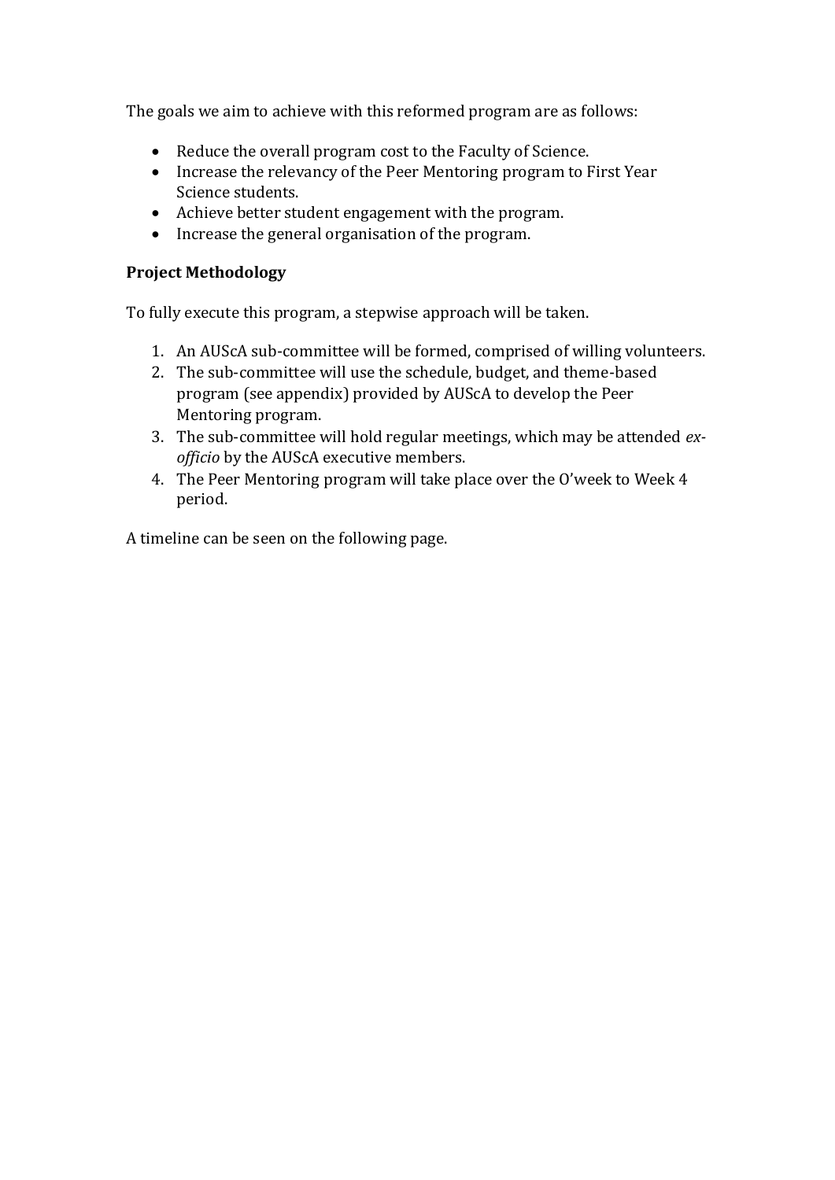The goals we aim to achieve with this reformed program are as follows:

- Reduce the overall program cost to the Faculty of Science.
- Increase the relevancy of the Peer Mentoring program to First Year Science students.
- Achieve better student engagement with the program.
- Increase the general organisation of the program.

**Project Methodology**

To fully execute this program, a stepwise approach will be taken.

1. An AUScA sub-committee will be formed, comprised of willing volunteers.
2. The sub-committee will use the schedule, budget, and theme-based program (see appendix) provided by AUScA to develop the Peer Mentoring program.
3. The sub-committee will hold regular meetings, which may be attended *ex-officio* by the AUScA executive members.
4. The Peer Mentoring program will take place over the O'week to Week 4 period.

A timeline can be seen on the following page.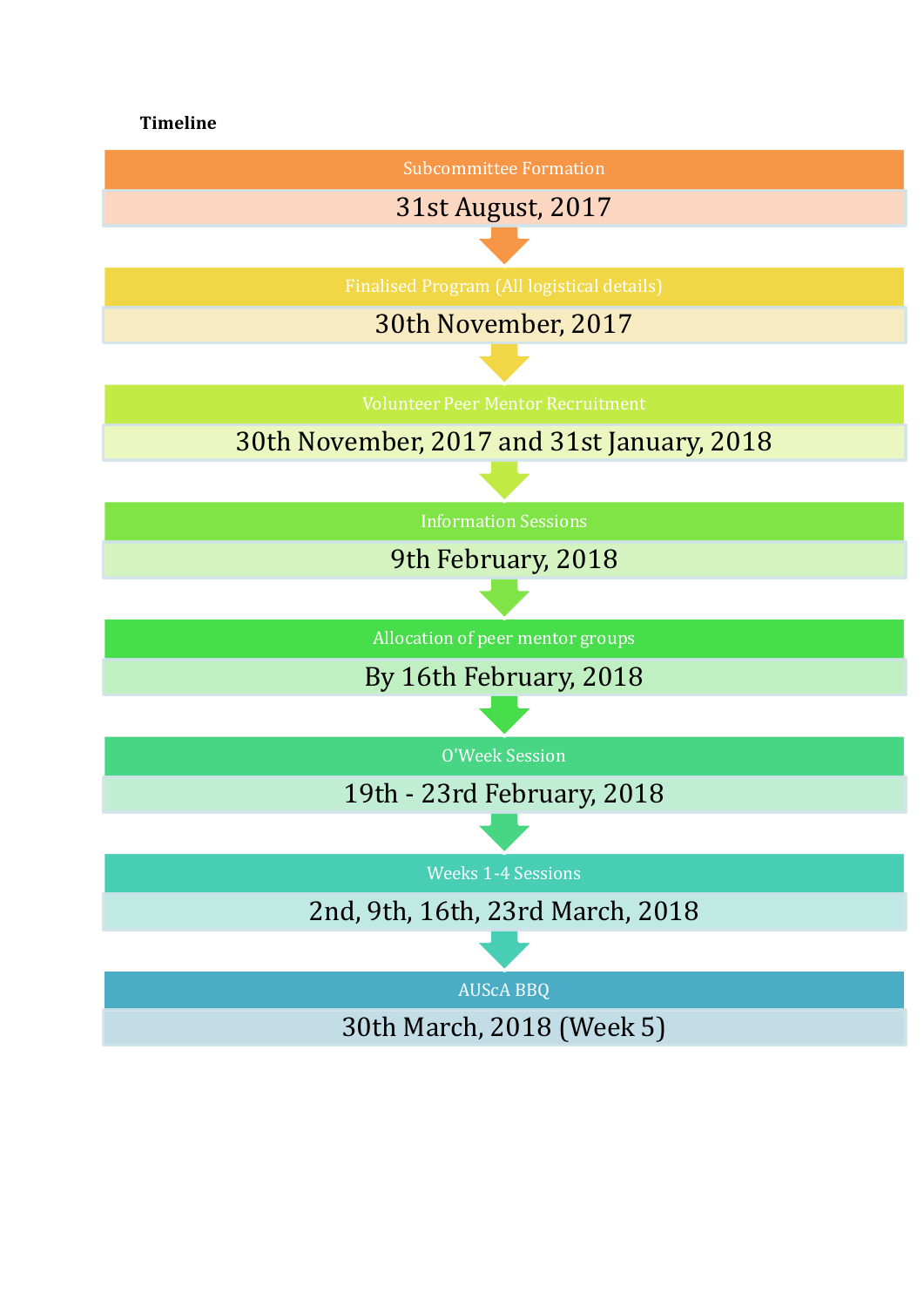**Timeline**

**Subcommittee Formation**

31st August, 2017

↓

**Finalised Program (All logistical details)**

30th November, 2017

↓

**Volunteer Peer Mentor Recruitment**

30th November, 2017 and 31st January, 2018

↓

**Information Sessions**

9th February, 2018

↓

**Allocation of peer mentor groups**

By 16th February, 2018

↓

**O'Week Session**

19th - 23rd February, 2018

↓

**Weeks 1-4 Sessions**

2nd, 9th, 16th, 23rd March, 2018

↓

**AUScA BBQ**

30th March, 2018 (Week 5)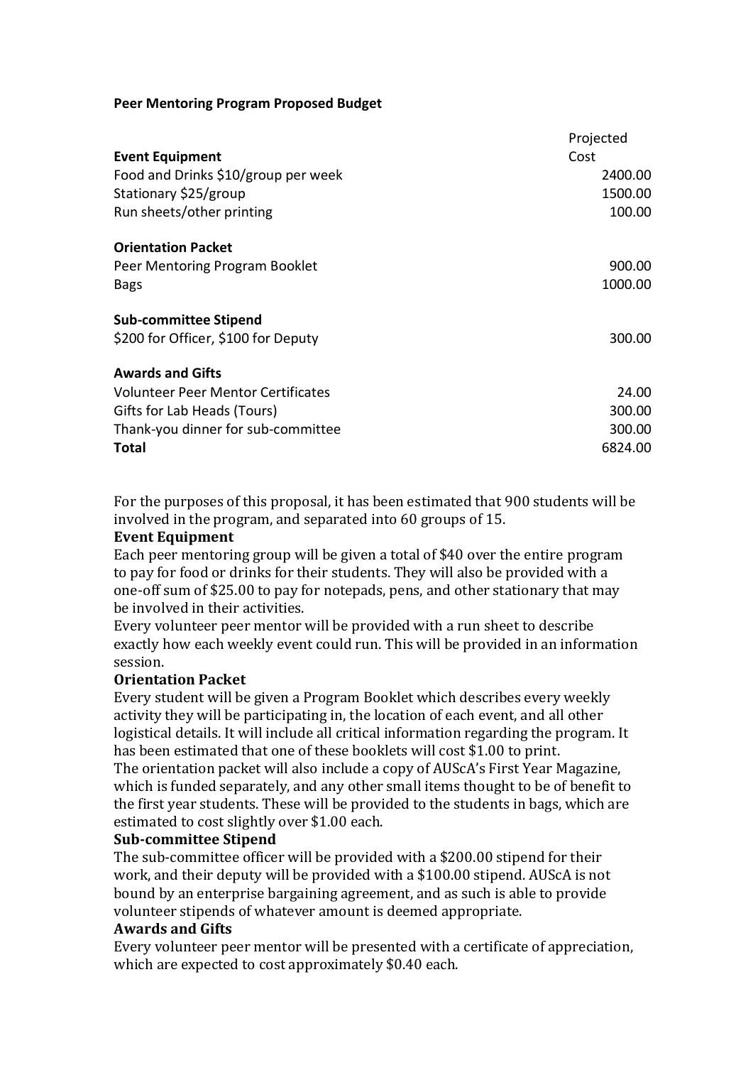**Peer Mentoring Program Proposed Budget**

| | Projected Cost |
|---|---|
| **Event Equipment** | |
| Food and Drinks $10/group per week | 2400.00 |
| Stationary $25/group | 1500.00 |
| Run sheets/other printing | 100.00 |
| | |
| **Orientation Packet** | |
| Peer Mentoring Program Booklet | 900.00 |
| Bags | 1000.00 |
| | |
| **Sub-committee Stipend** | |
| $200 for Officer, $100 for Deputy | 300.00 |
| | |
| **Awards and Gifts** | |
| Volunteer Peer Mentor Certificates | 24.00 |
| Gifts for Lab Heads (Tours) | 300.00 |
| Thank-you dinner for sub-committee | 300.00 |
| **Total** | 6824.00 |

For the purposes of this proposal, it has been estimated that 900 students will be involved in the program, and separated into 60 groups of 15.

**Event Equipment**

Each peer mentoring group will be given a total of $40 over the entire program to pay for food or drinks for their students. They will also be provided with a one-off sum of $25.00 to pay for notepads, pens, and other stationary that may be involved in their activities.

Every volunteer peer mentor will be provided with a run sheet to describe exactly how each weekly event could run. This will be provided in an information session.

**Orientation Packet**

Every student will be given a Program Booklet which describes every weekly activity they will be participating in, the location of each event, and all other logistical details. It will include all critical information regarding the program. It has been estimated that one of these booklets will cost $1.00 to print.

The orientation packet will also include a copy of AUScA's First Year Magazine, which is funded separately, and any other small items thought to be of benefit to the first year students. These will be provided to the students in bags, which are estimated to cost slightly over $1.00 each.

**Sub-committee Stipend**

The sub-committee officer will be provided with a $200.00 stipend for their work, and their deputy will be provided with a $100.00 stipend. AUScA is not bound by an enterprise bargaining agreement, and as such is able to provide volunteer stipends of whatever amount is deemed appropriate.

**Awards and Gifts**

Every volunteer peer mentor will be presented with a certificate of appreciation, which are expected to cost approximately $0.40 each.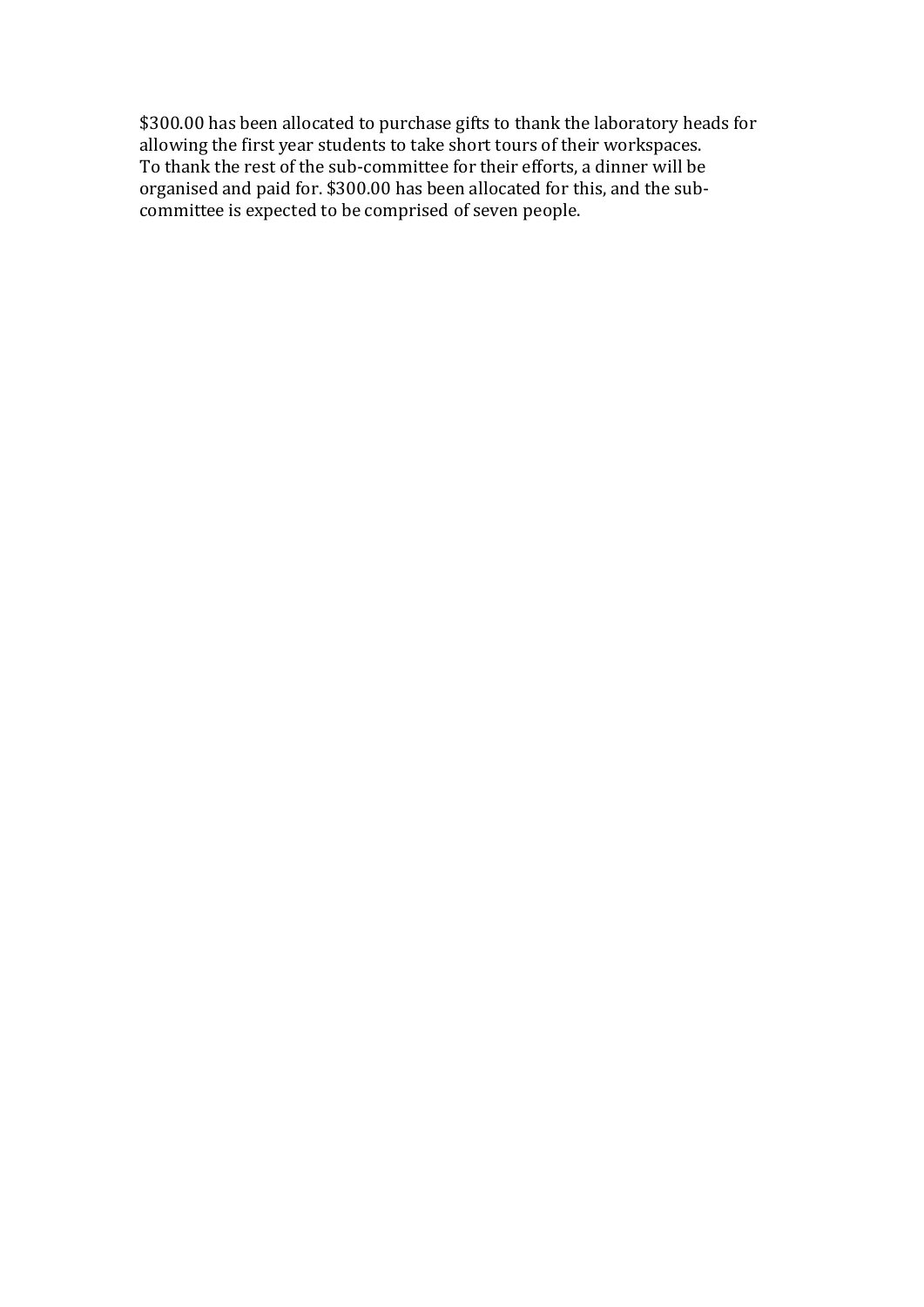$300.00 has been allocated to purchase gifts to thank the laboratory heads for allowing the first year students to take short tours of their workspaces.
To thank the rest of the sub-committee for their efforts, a dinner will be organised and paid for. $300.00 has been allocated for this, and the sub-committee is expected to be comprised of seven people.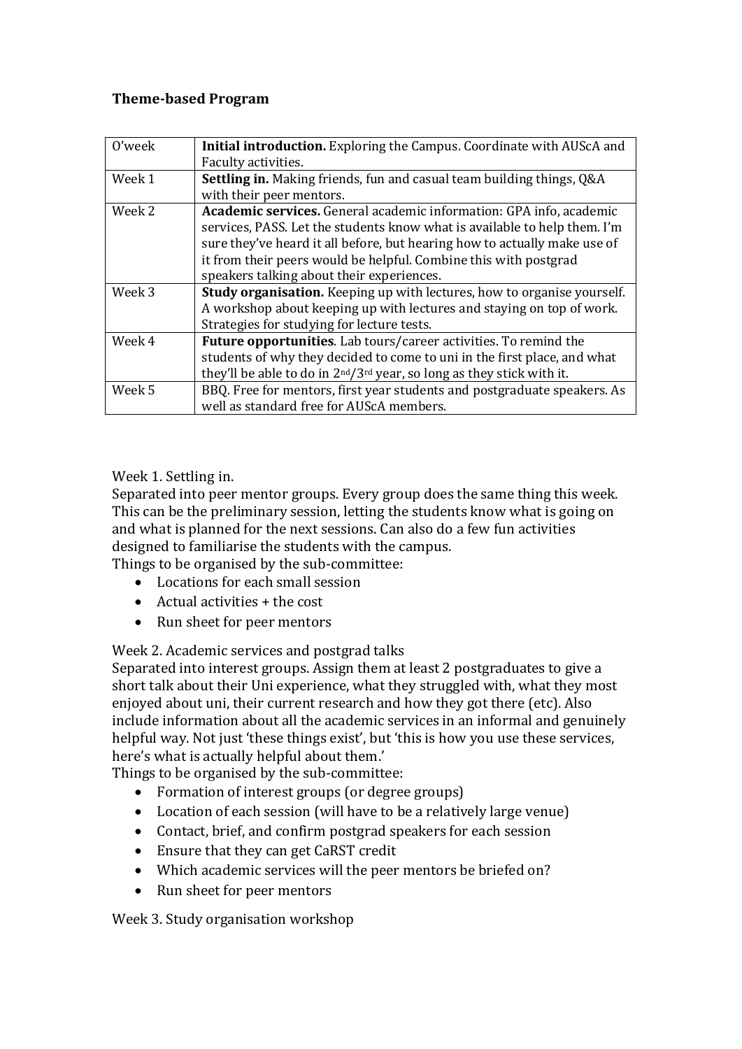**Theme-based Program**

| | |
|---|---|
| O'week | **Initial introduction.** Exploring the Campus. Coordinate with AUScA and Faculty activities. |
| Week 1 | **Settling in.** Making friends, fun and casual team building things, Q&A with their peer mentors. |
| Week 2 | **Academic services.** General academic information: GPA info, academic services, PASS. Let the students know what is available to help them. I'm sure they've heard it all before, but hearing how to actually make use of it from their peers would be helpful. Combine this with postgrad speakers talking about their experiences. |
| Week 3 | **Study organisation.** Keeping up with lectures, how to organise yourself. A workshop about keeping up with lectures and staying on top of work. Strategies for studying for lecture tests. |
| Week 4 | **Future opportunities**. Lab tours/career activities. To remind the students of why they decided to come to uni in the first place, and what they'll be able to do in 2nd/3rd year, so long as they stick with it. |
| Week 5 | BBQ. Free for mentors, first year students and postgraduate speakers. As well as standard free for AUScA members. |

Week 1. Settling in.
Separated into peer mentor groups. Every group does the same thing this week. This can be the preliminary session, letting the students know what is going on and what is planned for the next sessions. Can also do a few fun activities designed to familiarise the students with the campus.
Things to be organised by the sub-committee:

- Locations for each small session
- Actual activities + the cost
- Run sheet for peer mentors

Week 2. Academic services and postgrad talks
Separated into interest groups. Assign them at least 2 postgraduates to give a short talk about their Uni experience, what they struggled with, what they most enjoyed about uni, their current research and how they got there (etc). Also include information about all the academic services in an informal and genuinely helpful way. Not just 'these things exist', but 'this is how you use these services, here's what is actually helpful about them.'
Things to be organised by the sub-committee:

- Formation of interest groups (or degree groups)
- Location of each session (will have to be a relatively large venue)
- Contact, brief, and confirm postgrad speakers for each session
- Ensure that they can get CaRST credit
- Which academic services will the peer mentors be briefed on?
- Run sheet for peer mentors

Week 3. Study organisation workshop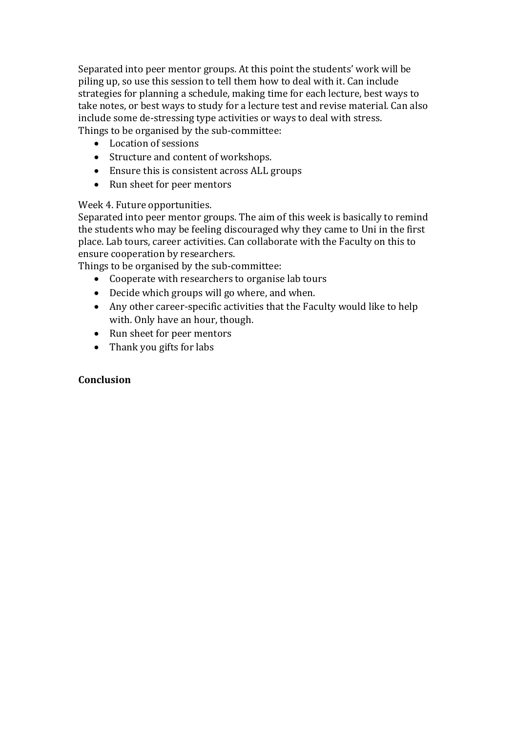Separated into peer mentor groups. At this point the students' work will be piling up, so use this session to tell them how to deal with it. Can include strategies for planning a schedule, making time for each lecture, best ways to take notes, or best ways to study for a lecture test and revise material. Can also include some de-stressing type activities or ways to deal with stress.

Things to be organised by the sub-committee:

- Location of sessions
- Structure and content of workshops.
- Ensure this is consistent across ALL groups
- Run sheet for peer mentors

Week 4. Future opportunities.

Separated into peer mentor groups. The aim of this week is basically to remind the students who may be feeling discouraged why they came to Uni in the first place. Lab tours, career activities. Can collaborate with the Faculty on this to ensure cooperation by researchers.

Things to be organised by the sub-committee:

- Cooperate with researchers to organise lab tours
- Decide which groups will go where, and when.
- Any other career-specific activities that the Faculty would like to help with. Only have an hour, though.
- Run sheet for peer mentors
- Thank you gifts for labs

**Conclusion**